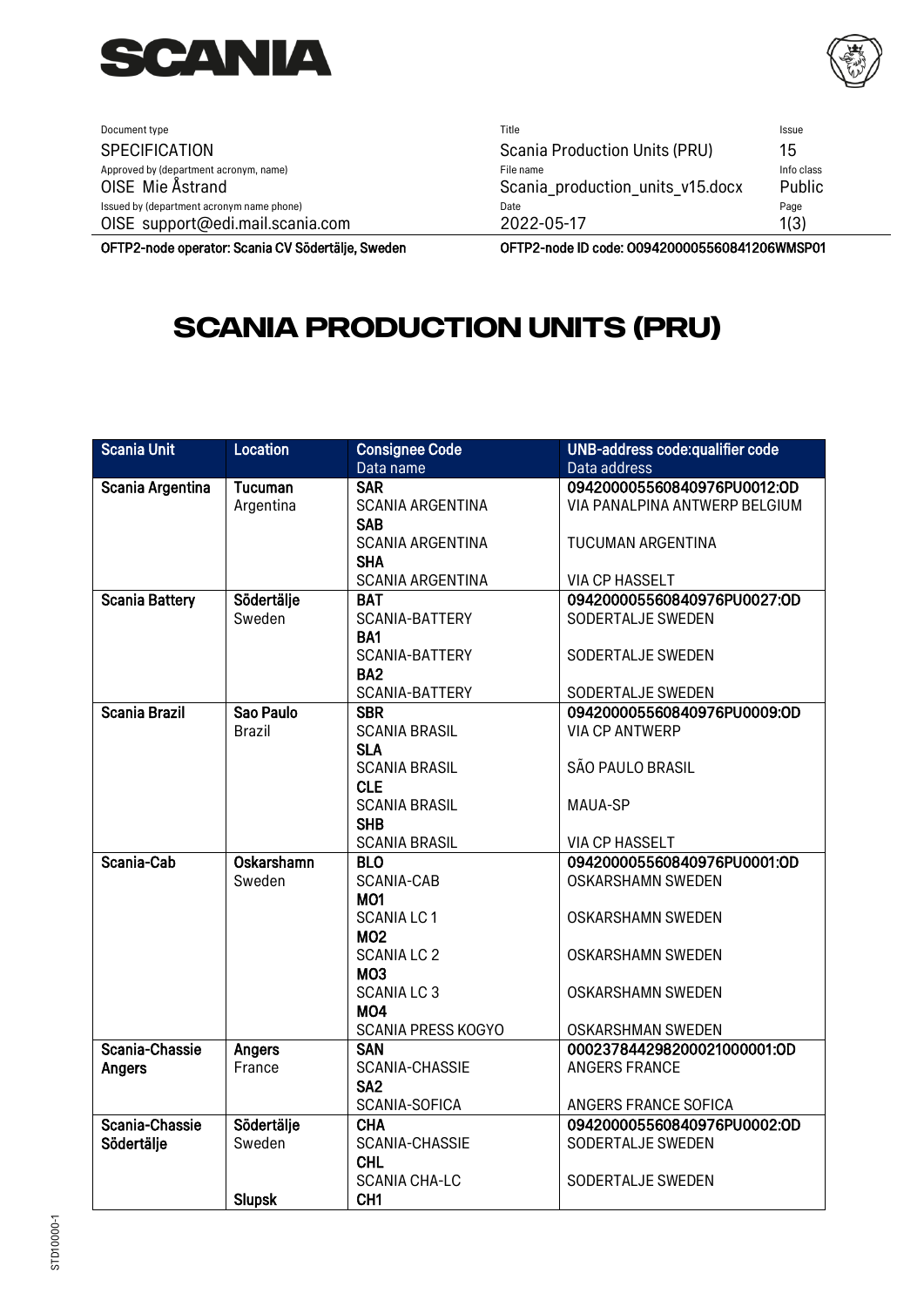| Document type | Title | Issue |
|---|---|---|
| SPECIFICATION | Scania Production Units (PRU) | 15 |
| Approved by (department acronym, name) | File name | Info class |
| OISE Mie Åstrand | Scania_production_units_v15.docx | Public |
| Issued by (department acronym name phone) | Date | Page |
| OISE support@edi.mail.scania.com | 2022-05-17 | 1(3) |

**OFTP2-node operator: Scania CV Södertälje, Sweden** **OFTP2-node ID code: O0942000055608412O6WMSP01**

# SCANIA PRODUCTION UNITS (PRU)

| Scania Unit | Location | Consignee Code<br>Data name | UNB-address code:qualifier code<br>Data address |
|---|---|---|---|
| **Scania Argentina** | **Tucuman**<br>Argentina | **SAR**<br>SCANIA ARGENTINA | **0942000055608409 76PU0012:OD**<br>VIA PANALPINA ANTWERP BELGIUM |
| | | **SAB**<br>SCANIA ARGENTINA | TUCUMAN ARGENTINA |
| | | **SHA**<br>SCANIA ARGENTINA | VIA CP HASSELT |
| **Scania Battery** | **Södertälje**<br>Sweden | **BAT**<br>SCANIA-BATTERY | **0942000055608409 76PU0027:OD**<br>SODERTALJE SWEDEN |
| | | **BA1**<br>SCANIA-BATTERY | SODERTALJE SWEDEN |
| | | **BA2**<br>SCANIA-BATTERY | SODERTALJE SWEDEN |
| **Scania Brazil** | **Sao Paulo**<br>Brazil | **SBR**<br>SCANIA BRASIL | **0942000055608409 76PU0009:OD**<br>VIA CP ANTWERP |
| | | **SLA**<br>SCANIA BRASIL | SÃO PAULO BRASIL |
| | | **CLE**<br>SCANIA BRASIL | MAUA-SP |
| | | **SHB**<br>SCANIA BRASIL | VIA CP HASSELT |
| **Scania-Cab** | **Oskarshamn**<br>Sweden | **BLO**<br>SCANIA-CAB | **0942000055608409 76PU0001:OD**<br>OSKARSHAMN SWEDEN |
| | | **MO1**<br>SCANIA LC 1 | OSKARSHAMN SWEDEN |
| | | **MO2**<br>SCANIA LC 2 | OSKARSHAMN SWEDEN |
| | | **MO3**<br>SCANIA LC 3 | OSKARSHAMN SWEDEN |
| | | **MO4**<br>SCANIA PRESS KOGYO | OSKARSHMAN SWEDEN |
| **Scania-Chassie Angers** | **Angers**<br>France | **SAN**<br>SCANIA-CHASSIE | **00023784429820002100 0001:OD**<br>ANGERS FRANCE |
| | | **SA2**<br>SCANIA-SOFICA | ANGERS FRANCE SOFICA |
| **Scania-Chassie Södertälje** | **Södertälje**<br>Sweden | **CHA**<br>SCANIA-CHASSIE | **0942000055608409 76PU0002:OD**<br>SODERTALJE SWEDEN |
| | | **CHL**<br>SCANIA CHA-LC | SODERTALJE SWEDEN |
| | **Slupsk** | **CH1** | |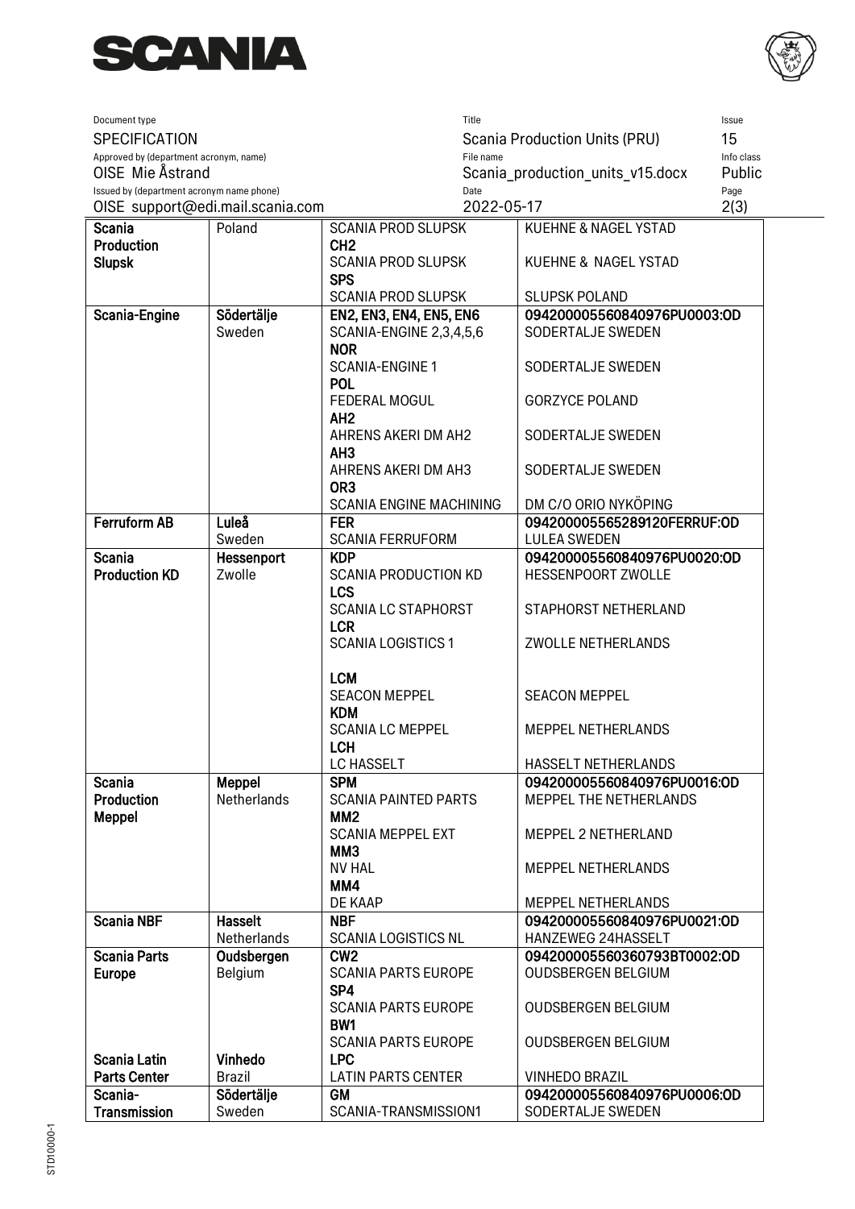| | | | |
|---|---|---|---|
| **Scania Production Slupsk** | Poland | SCANIA PROD SLUPSK | KUEHNE & NAGEL YSTAD |
| | | **CH2** SCANIA PROD SLUPSK | KUEHNE & NAGEL YSTAD |
| | | **SPS** SCANIA PROD SLUPSK | SLUPSK POLAND |
| **Scania-Engine** | **Södertälje** Sweden | **EN2, EN3, EN4, EN5, EN6** SCANIA-ENGINE 2,3,4,5,6 | 0942000055608409 76PU0003:OD SODERTALJE SWEDEN |
| | | **NOR** SCANIA-ENGINE 1 | SODERTALJE SWEDEN |
| | | **POL** FEDERAL MOGUL | GORZYCE POLAND |
| | | **AH2** AHRENS AKERI DM AH2 | SODERTALJE SWEDEN |
| | | **AH3** AHRENS AKERI DM AH3 | SODERTALJE SWEDEN |
| | | **OR3** SCANIA ENGINE MACHINING | DM C/O ORIO NYKÖPING |
| **Ferruform AB** | **Luleå** Sweden | **FER** SCANIA FERRUFORM | 094200005565289120FERRUF:OD LULEA SWEDEN |
| **Scania Production KD** | **Hessenport** Zwolle | **KDP** SCANIA PRODUCTION KD | 094200005560840976PU0020:OD HESSENPOORT ZWOLLE |
| | | **LCS** SCANIA LC STAPHORST | STAPHORST NETHERLAND |
| | | **LCR** SCANIA LOGISTICS 1 | ZWOLLE NETHERLANDS |
| | | **LCM** SEACON MEPPEL | SEACON MEPPEL |
| | | **KDM** SCANIA LC MEPPEL | MEPPEL NETHERLANDS |
| | | **LCH** LC HASSELT | HASSELT NETHERLANDS |
| **Scania Production Meppel** | **Meppel** Netherlands | **SPM** SCANIA PAINTED PARTS | 094200005560840976PU0016:OD MEPPEL THE NETHERLANDS |
| | | **MM2** SCANIA MEPPEL EXT | MEPPEL 2 NETHERLAND |
| | | **MM3** NV HAL | MEPPEL NETHERLANDS |
| | | **MM4** DE KAAP | MEPPEL NETHERLANDS |
| **Scania NBF** | **Hasselt** Netherlands | **NBF** SCANIA LOGISTICS NL | 094200005560840976PU0021:OD HANZEWEG 24HASSELT |
| **Scania Parts Europe** | **Oudsbergen** Belgium | **CW2** SCANIA PARTS EUROPE | 094200005560360793BT0002:OD OUDSBERGEN BELGIUM |
| | | **SP4** SCANIA PARTS EUROPE | OUDSBERGEN BELGIUM |
| | | **BW1** SCANIA PARTS EUROPE | OUDSBERGEN BELGIUM |
| **Scania Latin Parts Center** | **Vinhedo** Brazil | **LPC** LATIN PARTS CENTER | VINHEDO BRAZIL |
| **Scania-Transmission** | **Södertälje** Sweden | **GM** SCANIA-TRANSMISSION1 | 094200005560840976PU0006:OD SODERTALJE SWEDEN |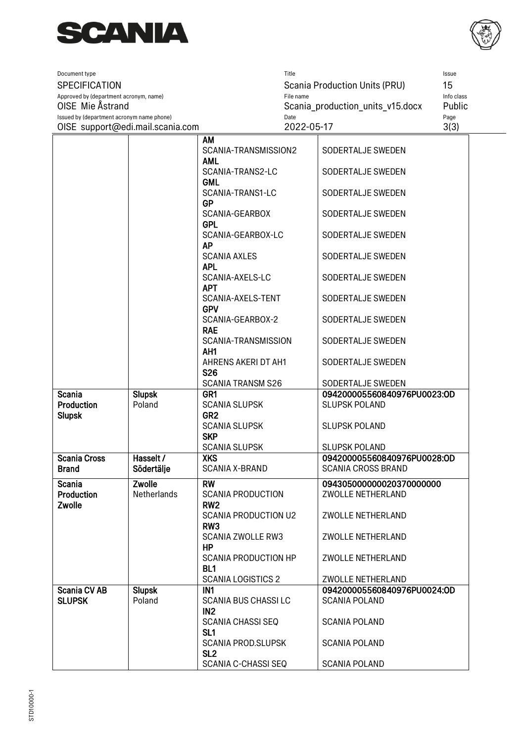| | | | |
|---|---|---|---|
| | | **AM**<br>SCANIA-TRANSMISSION2 | SODERTALJE SWEDEN |
| | | **AML**<br>SCANIA-TRANS2-LC | SODERTALJE SWEDEN |
| | | **GML**<br>SCANIA-TRANS1-LC | SODERTALJE SWEDEN |
| | | **GP**<br>SCANIA-GEARBOX | SODERTALJE SWEDEN |
| | | **GPL**<br>SCANIA-GEARBOX-LC | SODERTALJE SWEDEN |
| | | **AP**<br>SCANIA AXLES | SODERTALJE SWEDEN |
| | | **APL**<br>SCANIA-AXELS-LC | SODERTALJE SWEDEN |
| | | **APT**<br>SCANIA-AXELS-TENT | SODERTALJE SWEDEN |
| | | **GPV**<br>SCANIA-GEARBOX-2 | SODERTALJE SWEDEN |
| | | **RAE**<br>SCANIA-TRANSMISSION | SODERTALJE SWEDEN |
| | | **AH1**<br>AHRENS AKERI DT AH1 | SODERTALJE SWEDEN |
| | | **S26**<br>SCANIA TRANSM S26 | SODERTALJE SWEDEN |
| **Scania Production Slupsk** | **Slupsk**<br>Poland | **GR1**<br>SCANIA SLUPSK | **094200005560840976PU0023:OD**<br>SLUPSK POLAND |
| | | **GR2**<br>SCANIA SLUPSK | SLUPSK POLAND |
| | | **SKP**<br>SCANIA SLUPSK | SLUPSK POLAND |
| **Scania Cross Brand** | **Hasselt / Södertälje** | **XKS**<br>SCANIA X-BRAND | **094200005560840976PU0028:OD**<br>SCANIA CROSS BRAND |
| **Scania Production Zwolle** | **Zwolle**<br>Netherlands | **RW**<br>SCANIA PRODUCTION | **094305000000020370000000**<br>ZWOLLE NETHERLAND |
| | | **RW2**<br>SCANIA PRODUCTION U2 | ZWOLLE NETHERLAND |
| | | **RW3**<br>SCANIA ZWOLLE RW3 | ZWOLLE NETHERLAND |
| | | **HP**<br>SCANIA PRODUCTION HP | ZWOLLE NETHERLAND |
| | | **BL1**<br>SCANIA LOGISTICS 2 | ZWOLLE NETHERLAND |
| **Scania CV AB SLUPSK** | **Slupsk**<br>Poland | **IN1**<br>SCANIA BUS CHASSI LC | **094200005560840976PU0024:OD**<br>SCANIA POLAND |
| | | **IN2**<br>SCANIA CHASSI SEQ | SCANIA POLAND |
| | | **SL1**<br>SCANIA PROD.SLUPSK | SCANIA POLAND |
| | | **SL2**<br>SCANIA C-CHASSI SEQ | SCANIA POLAND |